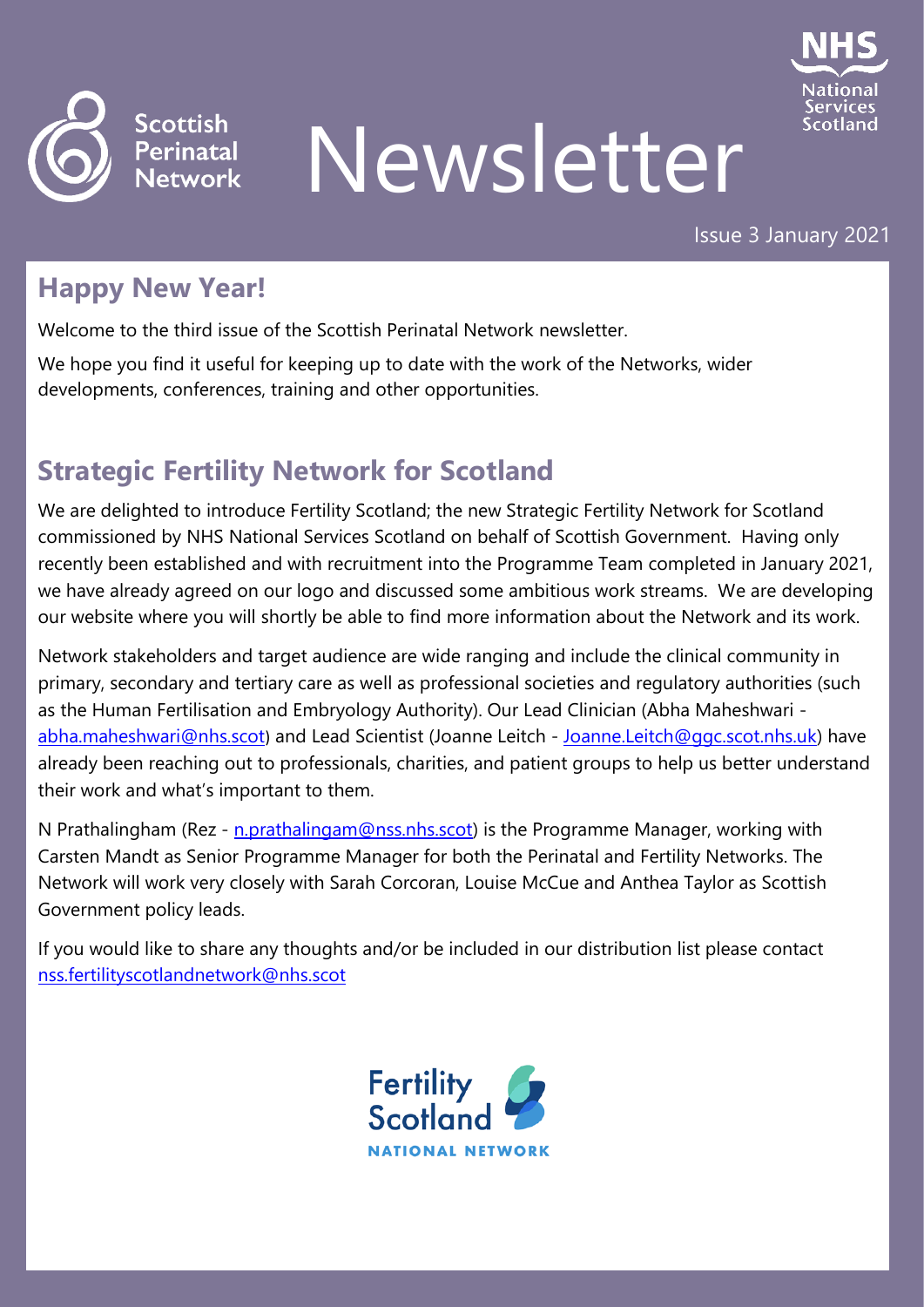Scottish Perinatal Network

# Newsletter

Issue 3 January 2021

## Happy New Year!

Welcome to the third issue of the Scottish Perinatal Network newsletter.

We hope you find it useful for keeping up to date with the work of the Networks, wider developments, conferences, training and other opportunities.

## Strategic Fertility Network for Scotland

We are delighted to introduce Fertility Scotland; the new Strategic Fertility Network for Scotland commissioned by NHS National Services Scotland on behalf of Scottish Government. Having only recently been established and with recruitment into the Programme Team completed in January 2021, we have already agreed on our logo and discussed some ambitious work streams. We are developing our website where you will shortly be able to find more information about the Network and its work.

Network stakeholders and target audience are wide ranging and include the clinical community in primary, secondary and tertiary care as well as professional societies and regulatory authorities (such as the Human Fertilisation and Embryology Authority). Our Lead Clinician (Abha Maheshwari - abha.maheshwari@nhs.scot) and Lead Scientist (Joanne Leitch - Joanne.Leitch@ggc.scot.nhs.uk) have already been reaching out to professionals, charities, and patient groups to help us better understand their work and what's important to them.

N Prathalingham (Rez - n.prathalingam@nss.nhs.scot) is the Programme Manager, working with Carsten Mandt as Senior Programme Manager for both the Perinatal and Fertility Networks. The Network will work very closely with Sarah Corcoran, Louise McCue and Anthea Taylor as Scottish Government policy leads.

If you would like to share any thoughts and/or be included in our distribution list please contact nss.fertilityscotlandnetwork@nhs.scot

Fertility Scotland
NATIONAL NETWORK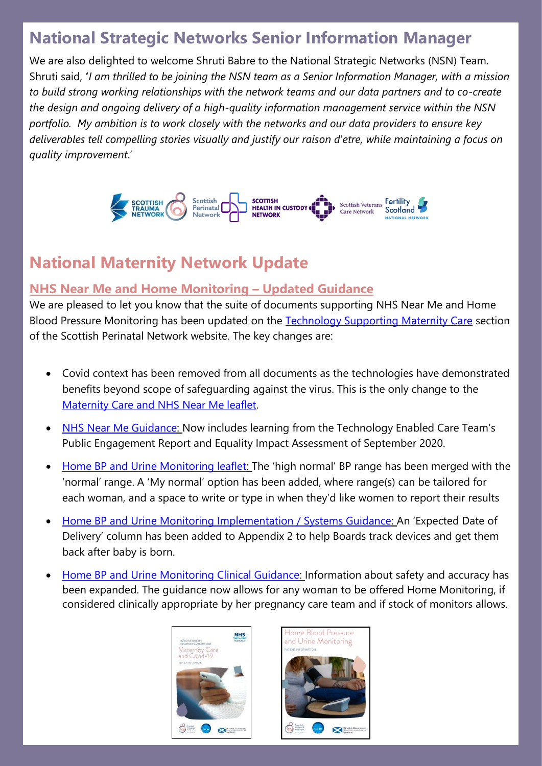## National Strategic Networks Senior Information Manager

We are also delighted to welcome Shruti Babre to the National Strategic Networks (NSN) Team. Shruti said, '*I am thrilled to be joining the NSN team as a Senior Information Manager, with a mission to build strong working relationships with the network teams and our data partners and to co-create the design and ongoing delivery of a high-quality information management service within the NSN portfolio. My ambition is to work closely with the networks and our data providers to ensure key deliverables tell compelling stories visually and justify our raison d'etre, while maintaining a focus on quality improvement.*'

## National Maternity Network Update

### NHS Near Me and Home Monitoring – Updated Guidance

We are pleased to let you know that the suite of documents supporting NHS Near Me and Home Blood Pressure Monitoring has been updated on the Technology Supporting Maternity Care section of the Scottish Perinatal Network website. The key changes are:

- Covid context has been removed from all documents as the technologies have demonstrated benefits beyond scope of safeguarding against the virus. This is the only change to the Maternity Care and NHS Near Me leaflet.
- NHS Near Me Guidance: Now includes learning from the Technology Enabled Care Team's Public Engagement Report and Equality Impact Assessment of September 2020.
- Home BP and Urine Monitoring leaflet: The 'high normal' BP range has been merged with the 'normal' range. A 'My normal' option has been added, where range(s) can be tailored for each woman, and a space to write or type in when they'd like women to report their results
- Home BP and Urine Monitoring Implementation / Systems Guidance: An 'Expected Date of Delivery' column has been added to Appendix 2 to help Boards track devices and get them back after baby is born.
- Home BP and Urine Monitoring Clinical Guidance: Information about safety and accuracy has been expanded. The guidance now allows for any woman to be offered Home Monitoring, if considered clinically appropriate by her pregnancy care team and if stock of monitors allows.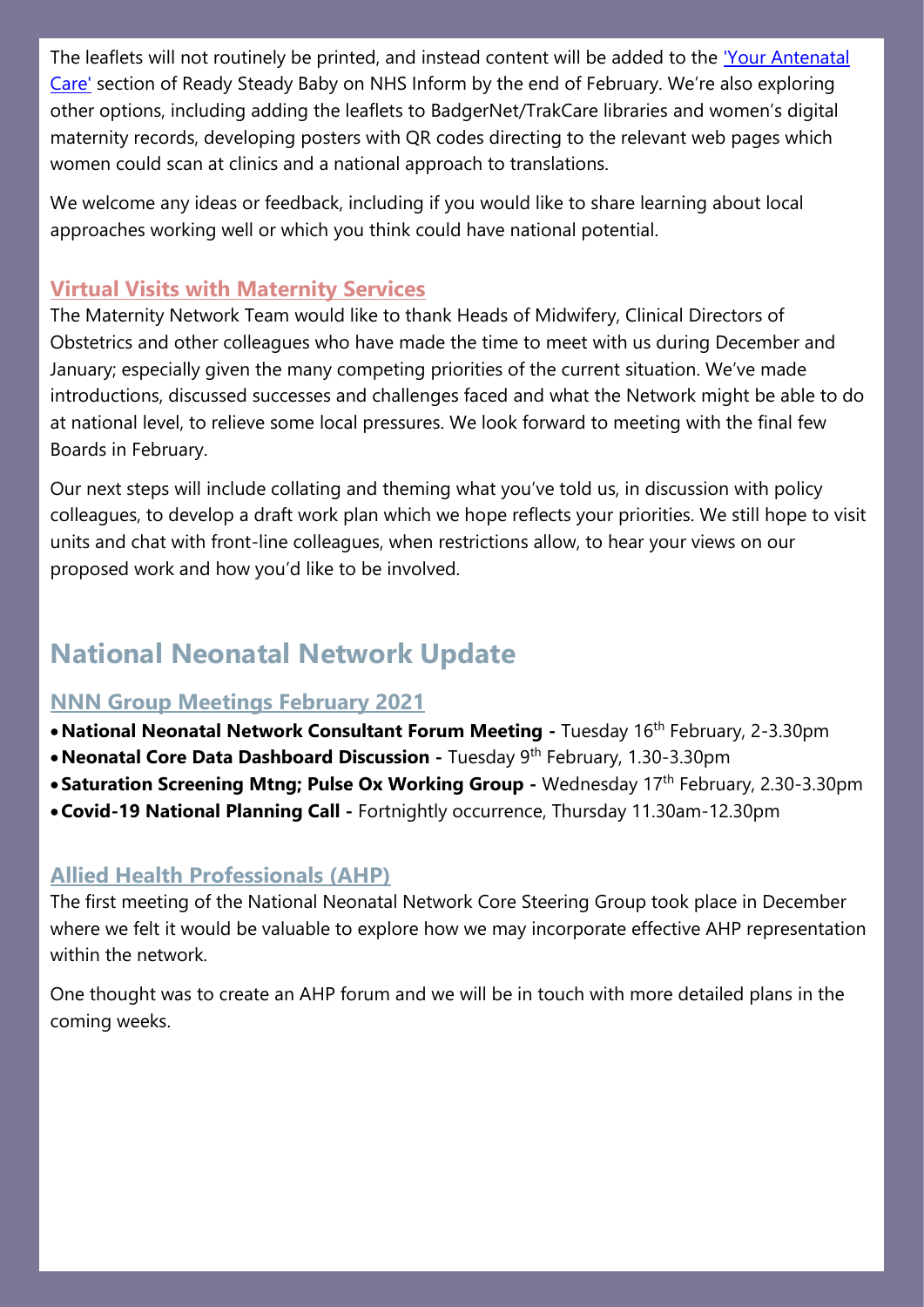The leaflets will not routinely be printed, and instead content will be added to the ['Your Antenatal Care'] section of Ready Steady Baby on NHS Inform by the end of February. We're also exploring other options, including adding the leaflets to BadgerNet/TrakCare libraries and women's digital maternity records, developing posters with QR codes directing to the relevant web pages which women could scan at clinics and a national approach to translations.

We welcome any ideas or feedback, including if you would like to share learning about local approaches working well or which you think could have national potential.

### Virtual Visits with Maternity Services

The Maternity Network Team would like to thank Heads of Midwifery, Clinical Directors of Obstetrics and other colleagues who have made the time to meet with us during December and January; especially given the many competing priorities of the current situation. We've made introductions, discussed successes and challenges faced and what the Network might be able to do at national level, to relieve some local pressures. We look forward to meeting with the final few Boards in February.

Our next steps will include collating and theming what you've told us, in discussion with policy colleagues, to develop a draft work plan which we hope reflects your priorities. We still hope to visit units and chat with front-line colleagues, when restrictions allow, to hear your views on our proposed work and how you'd like to be involved.

## National Neonatal Network Update

### NNN Group Meetings February 2021

- **National Neonatal Network Consultant Forum Meeting -** Tuesday 16th February, 2-3.30pm
- **Neonatal Core Data Dashboard Discussion -** Tuesday 9th February, 1.30-3.30pm
- **Saturation Screening Mtng; Pulse Ox Working Group -** Wednesday 17th February, 2.30-3.30pm
- **Covid-19 National Planning Call -** Fortnightly occurrence, Thursday 11.30am-12.30pm

### Allied Health Professionals (AHP)

The first meeting of the National Neonatal Network Core Steering Group took place in December where we felt it would be valuable to explore how we may incorporate effective AHP representation within the network.

One thought was to create an AHP forum and we will be in touch with more detailed plans in the coming weeks.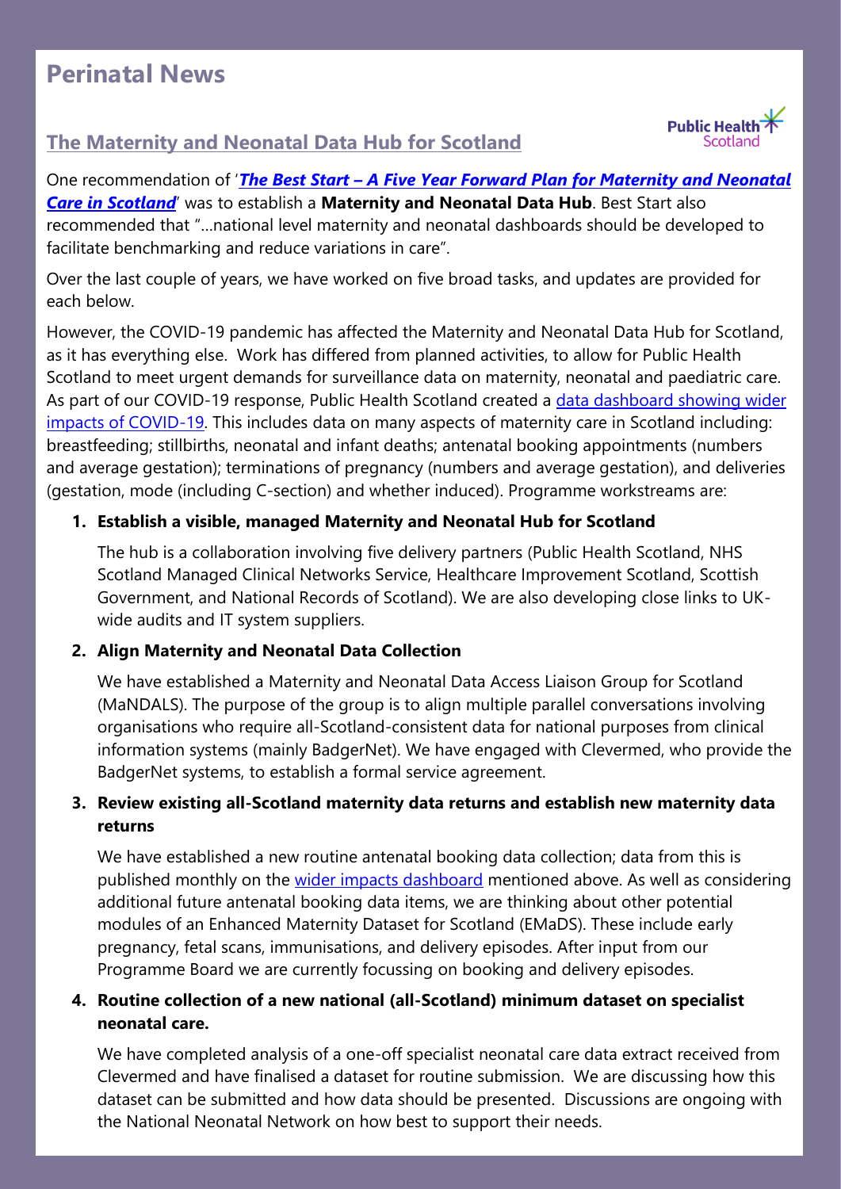# Perinatal News

## The Maternity and Neonatal Data Hub for Scotland

One recommendation of '***The Best Start – A Five Year Forward Plan for Maternity and Neonatal Care in Scotland***' was to establish a **Maternity and Neonatal Data Hub**. Best Start also recommended that "…national level maternity and neonatal dashboards should be developed to facilitate benchmarking and reduce variations in care".

Over the last couple of years, we have worked on five broad tasks, and updates are provided for each below.

However, the COVID-19 pandemic has affected the Maternity and Neonatal Data Hub for Scotland, as it has everything else. Work has differed from planned activities, to allow for Public Health Scotland to meet urgent demands for surveillance data on maternity, neonatal and paediatric care. As part of our COVID-19 response, Public Health Scotland created a data dashboard showing wider impacts of COVID-19. This includes data on many aspects of maternity care in Scotland including: breastfeeding; stillbirths, neonatal and infant deaths; antenatal booking appointments (numbers and average gestation); terminations of pregnancy (numbers and average gestation), and deliveries (gestation, mode (including C-section) and whether induced). Programme workstreams are:

1. **Establish a visible, managed Maternity and Neonatal Hub for Scotland**

   The hub is a collaboration involving five delivery partners (Public Health Scotland, NHS Scotland Managed Clinical Networks Service, Healthcare Improvement Scotland, Scottish Government, and National Records of Scotland). We are also developing close links to UK-wide audits and IT system suppliers.

2. **Align Maternity and Neonatal Data Collection**

   We have established a Maternity and Neonatal Data Access Liaison Group for Scotland (MaNDALS). The purpose of the group is to align multiple parallel conversations involving organisations who require all-Scotland-consistent data for national purposes from clinical information systems (mainly BadgerNet). We have engaged with Clevermed, who provide the BadgerNet systems, to establish a formal service agreement.

3. **Review existing all-Scotland maternity data returns and establish new maternity data returns**

   We have established a new routine antenatal booking data collection; data from this is published monthly on the wider impacts dashboard mentioned above. As well as considering additional future antenatal booking data items, we are thinking about other potential modules of an Enhanced Maternity Dataset for Scotland (EMaDS). These include early pregnancy, fetal scans, immunisations, and delivery episodes. After input from our Programme Board we are currently focussing on booking and delivery episodes.

4. **Routine collection of a new national (all-Scotland) minimum dataset on specialist neonatal care.**

   We have completed analysis of a one-off specialist neonatal care data extract received from Clevermed and have finalised a dataset for routine submission. We are discussing how this dataset can be submitted and how data should be presented. Discussions are ongoing with the National Neonatal Network on how best to support their needs.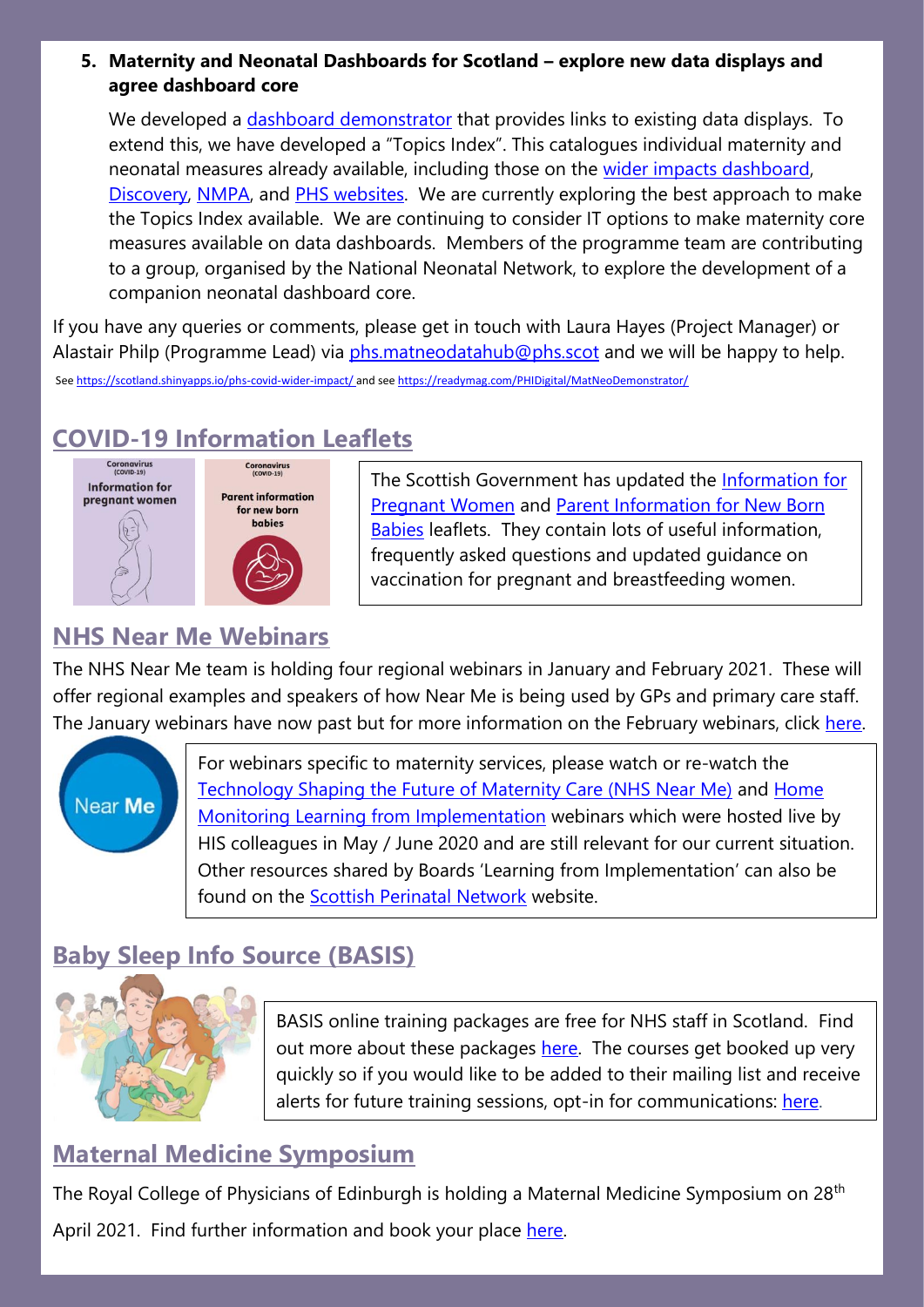5. **Maternity and Neonatal Dashboards for Scotland – explore new data displays and agree dashboard core**

   We developed a dashboard demonstrator that provides links to existing data displays. To extend this, we have developed a "Topics Index". This catalogues individual maternity and neonatal measures already available, including those on the wider impacts dashboard, Discovery, NMPA, and PHS websites. We are currently exploring the best approach to make the Topics Index available. We are continuing to consider IT options to make maternity core measures available on data dashboards. Members of the programme team are contributing to a group, organised by the National Neonatal Network, to explore the development of a companion neonatal dashboard core.

If you have any queries or comments, please get in touch with Laura Hayes (Project Manager) or Alastair Philp (Programme Lead) via phs.matneodatahub@phs.scot and we will be happy to help.

See https://scotland.shinyapps.io/phs-covid-wider-impact/ and see https://readymag.com/PHIDigital/MatNeoDemonstrator/

## COVID-19 Information Leaflets

Coronavirus (COVID-19)
Information for pregnant women

Coronavirus (COVID-19)
Parent information for new born babies

The Scottish Government has updated the Information for Pregnant Women and Parent Information for New Born Babies leaflets. They contain lots of useful information, frequently asked questions and updated guidance on vaccination for pregnant and breastfeeding women.

## NHS Near Me Webinars

The NHS Near Me team is holding four regional webinars in January and February 2021. These will offer regional examples and speakers of how Near Me is being used by GPs and primary care staff. The January webinars have now past but for more information on the February webinars, click here.

Near Me

For webinars specific to maternity services, please watch or re-watch the Technology Shaping the Future of Maternity Care (NHS Near Me) and Home Monitoring Learning from Implementation webinars which were hosted live by HIS colleagues in May / June 2020 and are still relevant for our current situation. Other resources shared by Boards 'Learning from Implementation' can also be found on the Scottish Perinatal Network website.

## Baby Sleep Info Source (BASIS)

BASIS online training packages are free for NHS staff in Scotland. Find out more about these packages here. The courses get booked up very quickly so if you would like to be added to their mailing list and receive alerts for future training sessions, opt-in for communications: here.

## Maternal Medicine Symposium

The Royal College of Physicians of Edinburgh is holding a Maternal Medicine Symposium on 28th April 2021. Find further information and book your place here.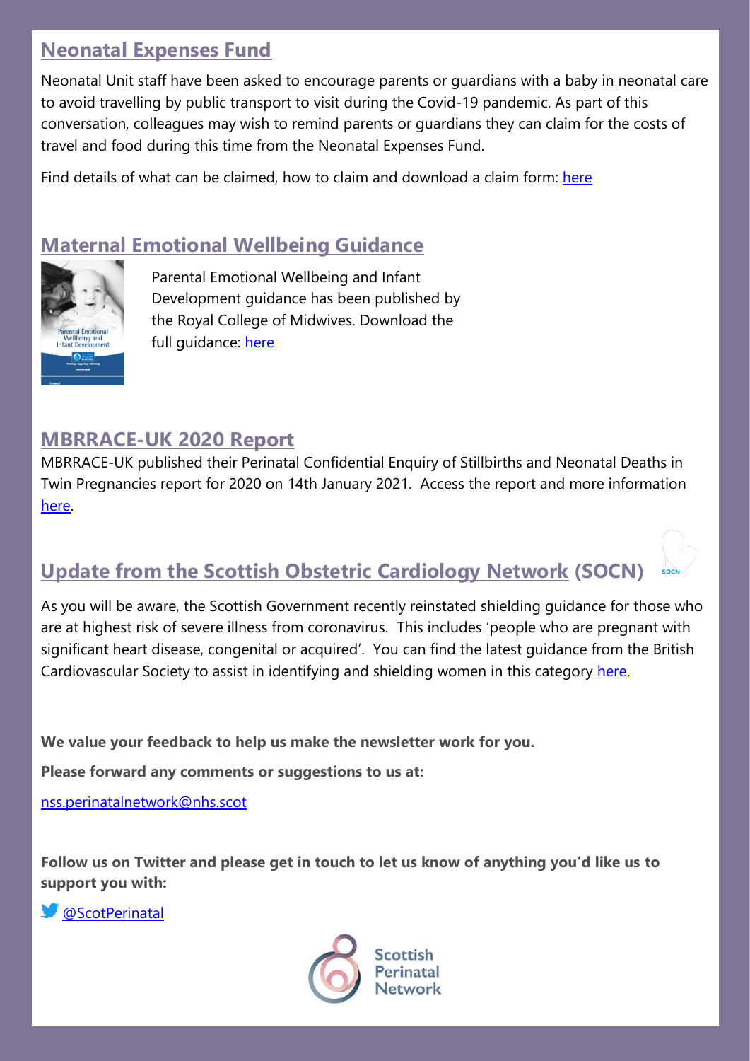## Neonatal Expenses Fund

Neonatal Unit staff have been asked to encourage parents or guardians with a baby in neonatal care to avoid travelling by public transport to visit during the Covid-19 pandemic. As part of this conversation, colleagues may wish to remind parents or guardians they can claim for the costs of travel and food during this time from the Neonatal Expenses Fund.

Find details of what can be claimed, how to claim and download a claim form: here

## Maternal Emotional Wellbeing Guidance

Parental Emotional Wellbeing and Infant Development guidance has been published by the Royal College of Midwives. Download the full guidance: here

## MBRRACE-UK 2020 Report

MBRRACE-UK published their Perinatal Confidential Enquiry of Stillbirths and Neonatal Deaths in Twin Pregnancies report for 2020 on 14th January 2021. Access the report and more information here.

## Update from the Scottish Obstetric Cardiology Network (SOCN)

As you will be aware, the Scottish Government recently reinstated shielding guidance for those who are at highest risk of severe illness from coronavirus. This includes 'people who are pregnant with significant heart disease, congenital or acquired'. You can find the latest guidance from the British Cardiovascular Society to assist in identifying and shielding women in this category here.

**We value your feedback to help us make the newsletter work for you.**

**Please forward any comments or suggestions to us at:**

nss.perinatalnetwork@nhs.scot

**Follow us on Twitter and please get in touch to let us know of anything you'd like us to support you with:**

@ScotPerinatal

Scottish Perinatal Network